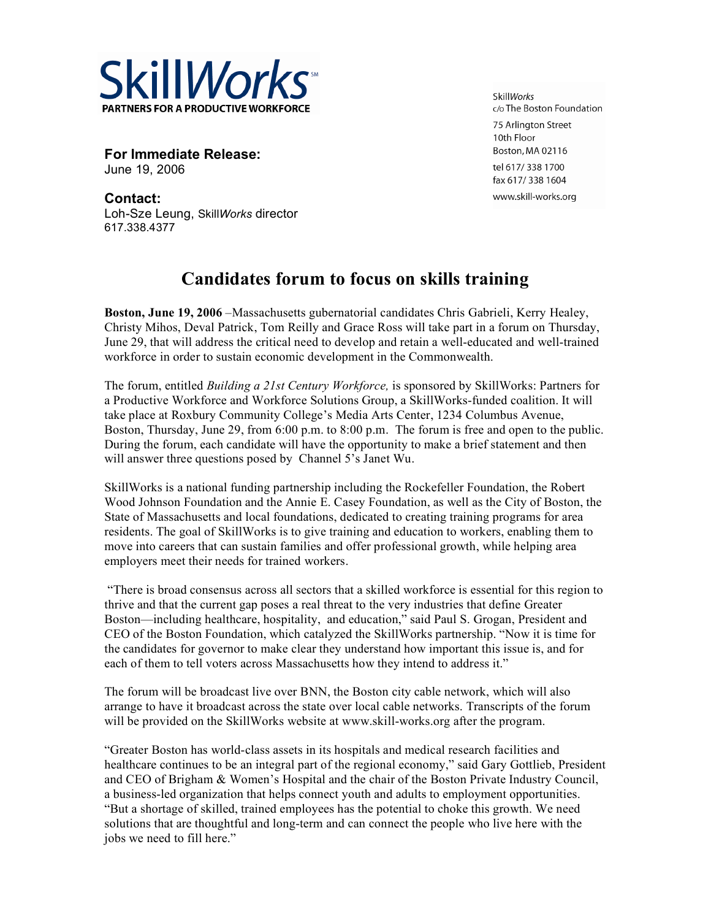**SkillWorks**
**PARTNERS FOR A PRODUCTIVE WORKFORCE**

Skill*Works*
c/o The Boston Foundation
75 Arlington Street
10th Floor
Boston, MA 02116
tel 617/ 338 1700
fax 617/ 338 1604
www.skill-works.org

**For Immediate Release:**
June 19, 2006

**Contact:**
Loh-Sze Leung, Skill*Works* director
617.338.4377

# Candidates forum to focus on skills training

**Boston, June 19, 2006** –Massachusetts gubernatorial candidates Chris Gabrieli, Kerry Healey, Christy Mihos, Deval Patrick, Tom Reilly and Grace Ross will take part in a forum on Thursday, June 29, that will address the critical need to develop and retain a well-educated and well-trained workforce in order to sustain economic development in the Commonwealth.

The forum, entitled *Building a 21st Century Workforce,* is sponsored by SkillWorks: Partners for a Productive Workforce and Workforce Solutions Group, a SkillWorks-funded coalition. It will take place at Roxbury Community College's Media Arts Center, 1234 Columbus Avenue, Boston, Thursday, June 29, from 6:00 p.m. to 8:00 p.m. The forum is free and open to the public. During the forum, each candidate will have the opportunity to make a brief statement and then will answer three questions posed by Channel 5's Janet Wu.

SkillWorks is a national funding partnership including the Rockefeller Foundation, the Robert Wood Johnson Foundation and the Annie E. Casey Foundation, as well as the City of Boston, the State of Massachusetts and local foundations, dedicated to creating training programs for area residents. The goal of SkillWorks is to give training and education to workers, enabling them to move into careers that can sustain families and offer professional growth, while helping area employers meet their needs for trained workers.

"There is broad consensus across all sectors that a skilled workforce is essential for this region to thrive and that the current gap poses a real threat to the very industries that define Greater Boston—including healthcare, hospitality, and education," said Paul S. Grogan, President and CEO of the Boston Foundation, which catalyzed the SkillWorks partnership. "Now it is time for the candidates for governor to make clear they understand how important this issue is, and for each of them to tell voters across Massachusetts how they intend to address it."

The forum will be broadcast live over BNN, the Boston city cable network, which will also arrange to have it broadcast across the state over local cable networks. Transcripts of the forum will be provided on the SkillWorks website at www.skill-works.org after the program.

"Greater Boston has world-class assets in its hospitals and medical research facilities and healthcare continues to be an integral part of the regional economy," said Gary Gottlieb, President and CEO of Brigham & Women's Hospital and the chair of the Boston Private Industry Council, a business-led organization that helps connect youth and adults to employment opportunities. "But a shortage of skilled, trained employees has the potential to choke this growth. We need solutions that are thoughtful and long-term and can connect the people who live here with the jobs we need to fill here."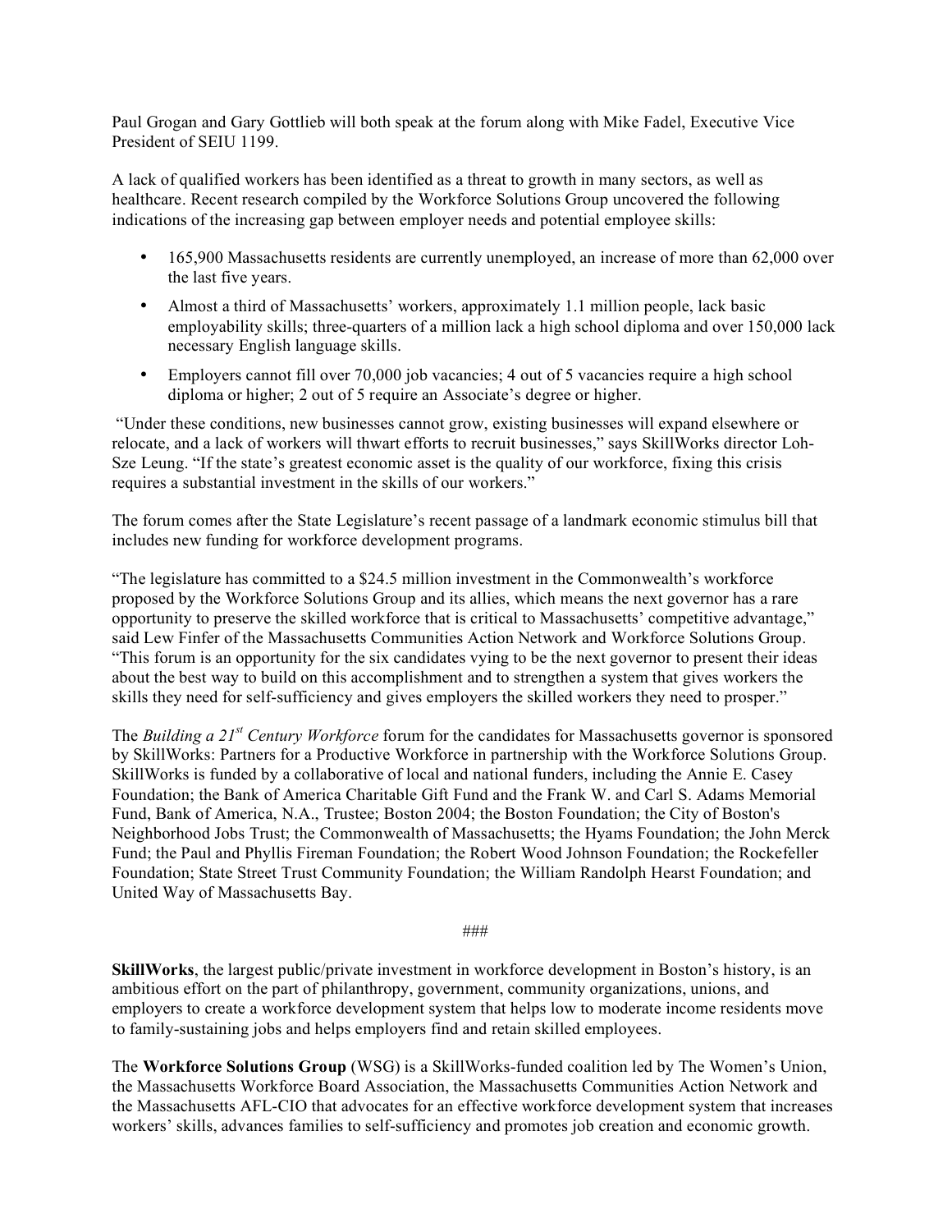Paul Grogan and Gary Gottlieb will both speak at the forum along with Mike Fadel, Executive Vice President of SEIU 1199.

A lack of qualified workers has been identified as a threat to growth in many sectors, as well as healthcare. Recent research compiled by the Workforce Solutions Group uncovered the following indications of the increasing gap between employer needs and potential employee skills:

- 165,900 Massachusetts residents are currently unemployed, an increase of more than 62,000 over the last five years.
- Almost a third of Massachusetts' workers, approximately 1.1 million people, lack basic employability skills; three-quarters of a million lack a high school diploma and over 150,000 lack necessary English language skills.
- Employers cannot fill over 70,000 job vacancies; 4 out of 5 vacancies require a high school diploma or higher; 2 out of 5 require an Associate's degree or higher.

"Under these conditions, new businesses cannot grow, existing businesses will expand elsewhere or relocate, and a lack of workers will thwart efforts to recruit businesses," says SkillWorks director Loh-Sze Leung. "If the state's greatest economic asset is the quality of our workforce, fixing this crisis requires a substantial investment in the skills of our workers."

The forum comes after the State Legislature's recent passage of a landmark economic stimulus bill that includes new funding for workforce development programs.

"The legislature has committed to a $24.5 million investment in the Commonwealth's workforce proposed by the Workforce Solutions Group and its allies, which means the next governor has a rare opportunity to preserve the skilled workforce that is critical to Massachusetts' competitive advantage," said Lew Finfer of the Massachusetts Communities Action Network and Workforce Solutions Group. "This forum is an opportunity for the six candidates vying to be the next governor to present their ideas about the best way to build on this accomplishment and to strengthen a system that gives workers the skills they need for self-sufficiency and gives employers the skilled workers they need to prosper."

The *Building a 21st Century Workforce* forum for the candidates for Massachusetts governor is sponsored by SkillWorks: Partners for a Productive Workforce in partnership with the Workforce Solutions Group. SkillWorks is funded by a collaborative of local and national funders, including the Annie E. Casey Foundation; the Bank of America Charitable Gift Fund and the Frank W. and Carl S. Adams Memorial Fund, Bank of America, N.A., Trustee; Boston 2004; the Boston Foundation; the City of Boston's Neighborhood Jobs Trust; the Commonwealth of Massachusetts; the Hyams Foundation; the John Merck Fund; the Paul and Phyllis Fireman Foundation; the Robert Wood Johnson Foundation; the Rockefeller Foundation; State Street Trust Community Foundation; the William Randolph Hearst Foundation; and United Way of Massachusetts Bay.

###

**SkillWorks**, the largest public/private investment in workforce development in Boston's history, is an ambitious effort on the part of philanthropy, government, community organizations, unions, and employers to create a workforce development system that helps low to moderate income residents move to family-sustaining jobs and helps employers find and retain skilled employees.

The **Workforce Solutions Group** (WSG) is a SkillWorks-funded coalition led by The Women's Union, the Massachusetts Workforce Board Association, the Massachusetts Communities Action Network and the Massachusetts AFL-CIO that advocates for an effective workforce development system that increases workers' skills, advances families to self-sufficiency and promotes job creation and economic growth.